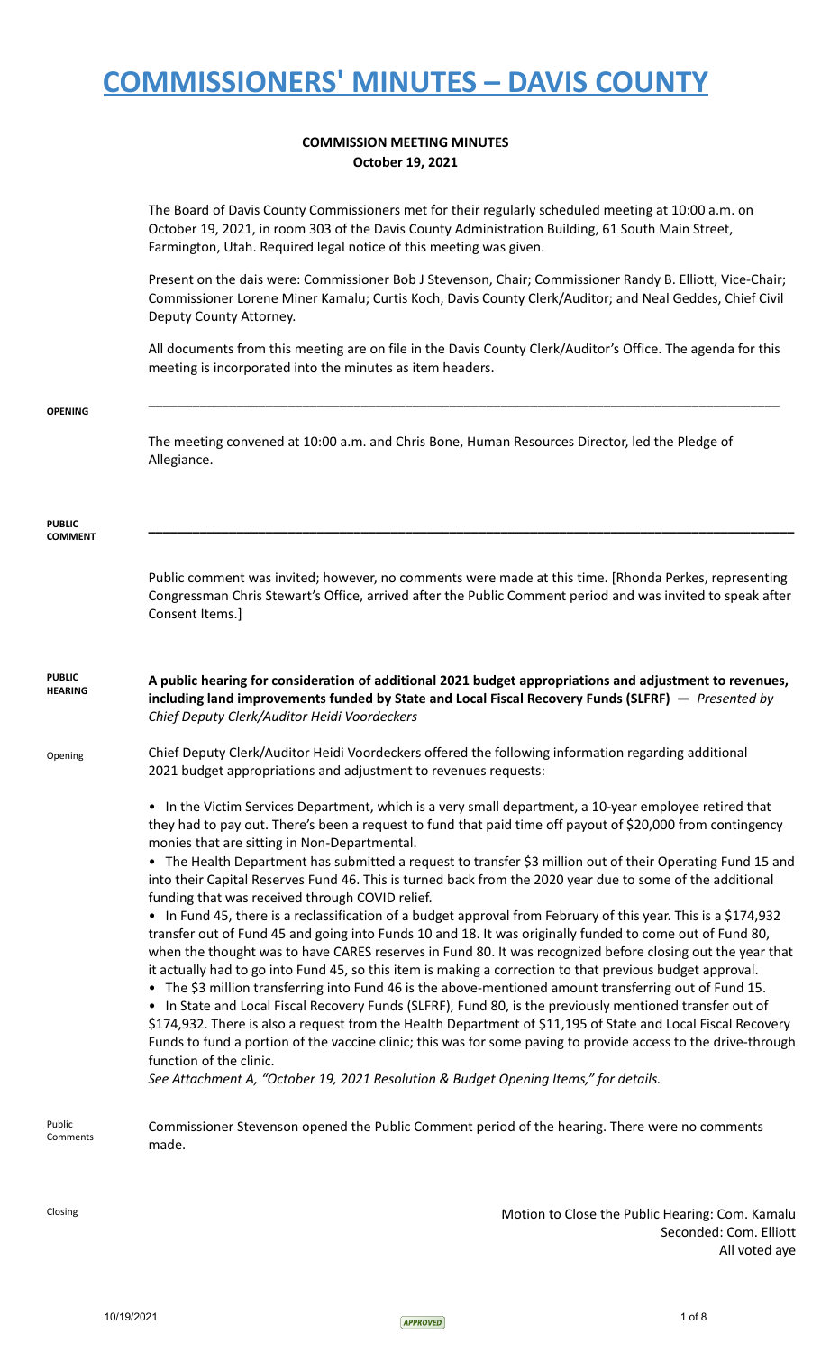# COMMISSIONERS' MINUTES – DAVIS COUNTY

**COMMISSION MEETING MINUTES**
**October 19, 2021**

The Board of Davis County Commissioners met for their regularly scheduled meeting at 10:00 a.m. on October 19, 2021, in room 303 of the Davis County Administration Building, 61 South Main Street, Farmington, Utah. Required legal notice of this meeting was given.

Present on the dais were: Commissioner Bob J Stevenson, Chair; Commissioner Randy B. Elliott, Vice-Chair; Commissioner Lorene Miner Kamalu; Curtis Koch, Davis County Clerk/Auditor; and Neal Geddes, Chief Civil Deputy County Attorney.

All documents from this meeting are on file in the Davis County Clerk/Auditor's Office. The agenda for this meeting is incorporated into the minutes as item headers.

---

**OPENING**

The meeting convened at 10:00 a.m. and Chris Bone, Human Resources Director, led the Pledge of Allegiance.

---

**PUBLIC COMMENT**

Public comment was invited; however, no comments were made at this time. [Rhonda Perkes, representing Congressman Chris Stewart's Office, arrived after the Public Comment period and was invited to speak after Consent Items.]

**PUBLIC HEARING**

**A public hearing for consideration of additional 2021 budget appropriations and adjustment to revenues, including land improvements funded by State and Local Fiscal Recovery Funds (SLFRF) —** *Presented by Chief Deputy Clerk/Auditor Heidi Voordeckers*

Opening

Chief Deputy Clerk/Auditor Heidi Voordeckers offered the following information regarding additional 2021 budget appropriations and adjustment to revenues requests:

- In the Victim Services Department, which is a very small department, a 10-year employee retired that they had to pay out. There's been a request to fund that paid time off payout of $20,000 from contingency monies that are sitting in Non-Departmental.
- The Health Department has submitted a request to transfer $3 million out of their Operating Fund 15 and into their Capital Reserves Fund 46. This is turned back from the 2020 year due to some of the additional funding that was received through COVID relief.
- In Fund 45, there is a reclassification of a budget approval from February of this year. This is a $174,932 transfer out of Fund 45 and going into Funds 10 and 18. It was originally funded to come out of Fund 80, when the thought was to have CARES reserves in Fund 80. It was recognized before closing out the year that it actually had to go into Fund 45, so this item is making a correction to that previous budget approval.
- The $3 million transferring into Fund 46 is the above-mentioned amount transferring out of Fund 15.
- In State and Local Fiscal Recovery Funds (SLFRF), Fund 80, is the previously mentioned transfer out of $174,932. There is also a request from the Health Department of $11,195 of State and Local Fiscal Recovery Funds to fund a portion of the vaccine clinic; this was for some paving to provide access to the drive-through function of the clinic.

*See Attachment A, "October 19, 2021 Resolution & Budget Opening Items," for details.*

Public Comments

Commissioner Stevenson opened the Public Comment period of the hearing. There were no comments made.

Closing

Motion to Close the Public Hearing: Com. Kamalu
Seconded: Com. Elliott
All voted aye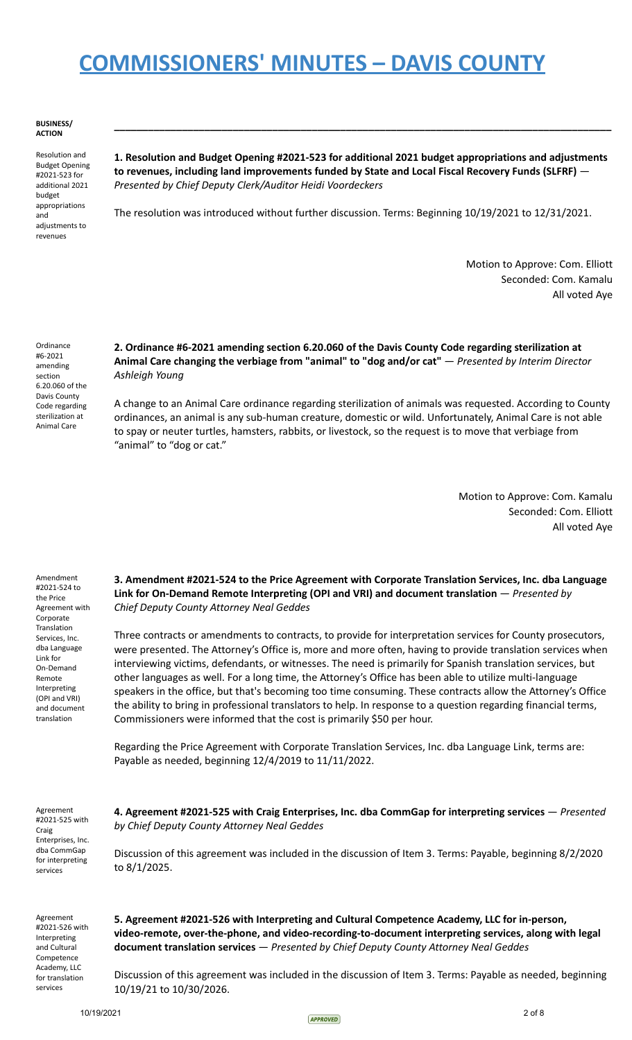# COMMISSIONERS' MINUTES – DAVIS COUNTY

**BUSINESS/ ACTION**

Resolution and Budget Opening #2021-523 for additional 2021 budget appropriations and adjustments to revenues

**1. Resolution and Budget Opening #2021-523 for additional 2021 budget appropriations and adjustments to revenues, including land improvements funded by State and Local Fiscal Recovery Funds (SLFRF)** — *Presented by Chief Deputy Clerk/Auditor Heidi Voordeckers*

The resolution was introduced without further discussion. Terms: Beginning 10/19/2021 to 12/31/2021.

Motion to Approve: Com. Elliott
Seconded: Com. Kamalu
All voted Aye

Ordinance #6-2021 amending section 6.20.060 of the Davis County Code regarding sterilization at Animal Care

**2. Ordinance #6-2021 amending section 6.20.060 of the Davis County Code regarding sterilization at Animal Care changing the verbiage from "animal" to "dog and/or cat"** — *Presented by Interim Director Ashleigh Young*

A change to an Animal Care ordinance regarding sterilization of animals was requested. According to County ordinances, an animal is any sub-human creature, domestic or wild. Unfortunately, Animal Care is not able to spay or neuter turtles, hamsters, rabbits, or livestock, so the request is to move that verbiage from "animal" to "dog or cat."

Motion to Approve: Com. Kamalu
Seconded: Com. Elliott
All voted Aye

Amendment #2021-524 to the Price Agreement with Corporate Translation Services, Inc. dba Language Link for On-Demand Remote Interpreting (OPI and VRI) and document translation

**3. Amendment #2021-524 to the Price Agreement with Corporate Translation Services, Inc. dba Language Link for On-Demand Remote Interpreting (OPI and VRI) and document translation** — *Presented by Chief Deputy County Attorney Neal Geddes*

Three contracts or amendments to contracts, to provide for interpretation services for County prosecutors, were presented. The Attorney's Office is, more and more often, having to provide translation services when interviewing victims, defendants, or witnesses. The need is primarily for Spanish translation services, but other languages as well. For a long time, the Attorney's Office has been able to utilize multi-language speakers in the office, but that's becoming too time consuming. These contracts allow the Attorney's Office the ability to bring in professional translators to help. In response to a question regarding financial terms, Commissioners were informed that the cost is primarily $50 per hour.

Regarding the Price Agreement with Corporate Translation Services, Inc. dba Language Link, terms are: Payable as needed, beginning 12/4/2019 to 11/11/2022.

Agreement #2021-525 with Craig Enterprises, Inc. dba CommGap for interpreting services

**4. Agreement #2021-525 with Craig Enterprises, Inc. dba CommGap for interpreting services** — *Presented by Chief Deputy County Attorney Neal Geddes*

Discussion of this agreement was included in the discussion of Item 3. Terms: Payable, beginning 8/2/2020 to 8/1/2025.

Agreement #2021-526 with Interpreting and Cultural Competence Academy, LLC for translation services

**5. Agreement #2021-526 with Interpreting and Cultural Competence Academy, LLC for in-person, video-remote, over-the-phone, and video-recording-to-document interpreting services, along with legal document translation services** — *Presented by Chief Deputy County Attorney Neal Geddes*

Discussion of this agreement was included in the discussion of Item 3. Terms: Payable as needed, beginning 10/19/21 to 10/30/2026.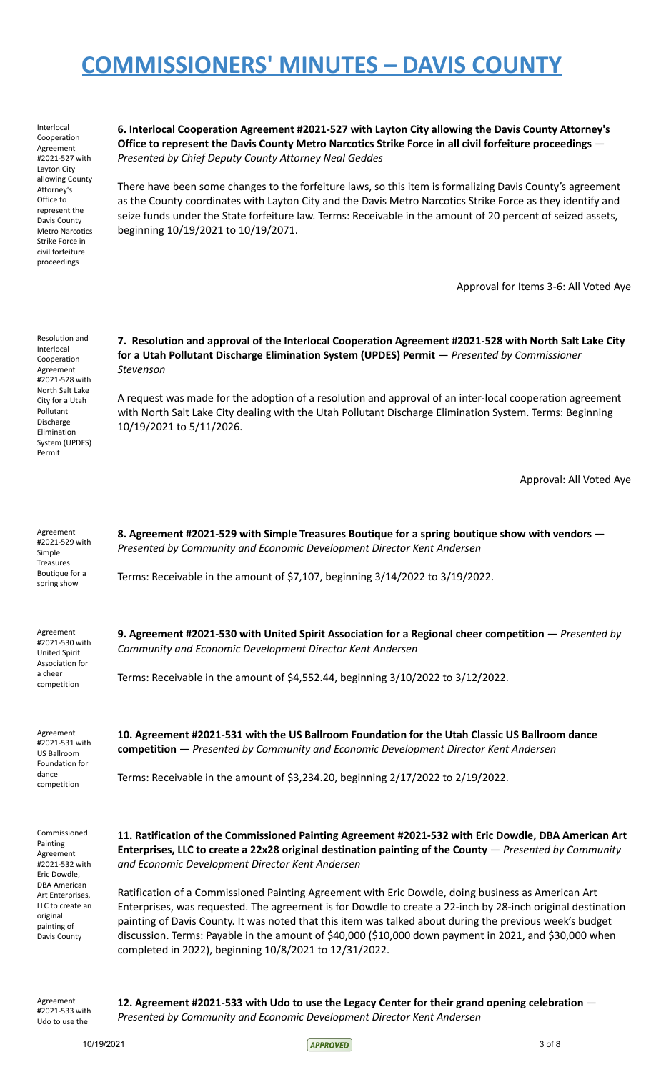# COMMISSIONERS' MINUTES – DAVIS COUNTY

Interlocal Cooperation Agreement #2021-527 with Layton City allowing County Attorney's Office to represent the Davis County Metro Narcotics Strike Force in civil forfeiture proceedings

**6. Interlocal Cooperation Agreement #2021-527 with Layton City allowing the Davis County Attorney's Office to represent the Davis County Metro Narcotics Strike Force in all civil forfeiture proceedings** — *Presented by Chief Deputy County Attorney Neal Geddes*

There have been some changes to the forfeiture laws, so this item is formalizing Davis County's agreement as the County coordinates with Layton City and the Davis Metro Narcotics Strike Force as they identify and seize funds under the State forfeiture law. Terms: Receivable in the amount of 20 percent of seized assets, beginning 10/19/2021 to 10/19/2071.

Approval for Items 3-6: All Voted Aye

Resolution and Interlocal Cooperation Agreement #2021-528 with North Salt Lake City for a Utah Pollutant Discharge Elimination System (UPDES) Permit

**7. Resolution and approval of the Interlocal Cooperation Agreement #2021-528 with North Salt Lake City for a Utah Pollutant Discharge Elimination System (UPDES) Permit** — *Presented by Commissioner Stevenson*

A request was made for the adoption of a resolution and approval of an inter-local cooperation agreement with North Salt Lake City dealing with the Utah Pollutant Discharge Elimination System. Terms: Beginning 10/19/2021 to 5/11/2026.

Approval: All Voted Aye

Agreement #2021-529 with Simple Treasures Boutique for a spring show

**8. Agreement #2021-529 with Simple Treasures Boutique for a spring boutique show with vendors** — *Presented by Community and Economic Development Director Kent Andersen*

Terms: Receivable in the amount of $7,107, beginning 3/14/2022 to 3/19/2022.

Agreement #2021-530 with United Spirit Association for a cheer competition

**9. Agreement #2021-530 with United Spirit Association for a Regional cheer competition** — *Presented by Community and Economic Development Director Kent Andersen*

Terms: Receivable in the amount of $4,552.44, beginning 3/10/2022 to 3/12/2022.

Agreement #2021-531 with US Ballroom Foundation for dance competition

**10. Agreement #2021-531 with the US Ballroom Foundation for the Utah Classic US Ballroom dance competition** — *Presented by Community and Economic Development Director Kent Andersen*

Terms: Receivable in the amount of $3,234.20, beginning 2/17/2022 to 2/19/2022.

Commissioned Painting Agreement #2021-532 with Eric Dowdle, DBA American Art Enterprises, LLC to create an original painting of Davis County

**11. Ratification of the Commissioned Painting Agreement #2021-532 with Eric Dowdle, DBA American Art Enterprises, LLC to create a 22x28 original destination painting of the County** — *Presented by Community and Economic Development Director Kent Andersen*

Ratification of a Commissioned Painting Agreement with Eric Dowdle, doing business as American Art Enterprises, was requested. The agreement is for Dowdle to create a 22-inch by 28-inch original destination painting of Davis County. It was noted that this item was talked about during the previous week's budget discussion. Terms: Payable in the amount of $40,000 ($10,000 down payment in 2021, and $30,000 when completed in 2022), beginning 10/8/2021 to 12/31/2022.

Agreement #2021-533 with Udo to use the

**12. Agreement #2021-533 with Udo to use the Legacy Center for their grand opening celebration** — *Presented by Community and Economic Development Director Kent Andersen*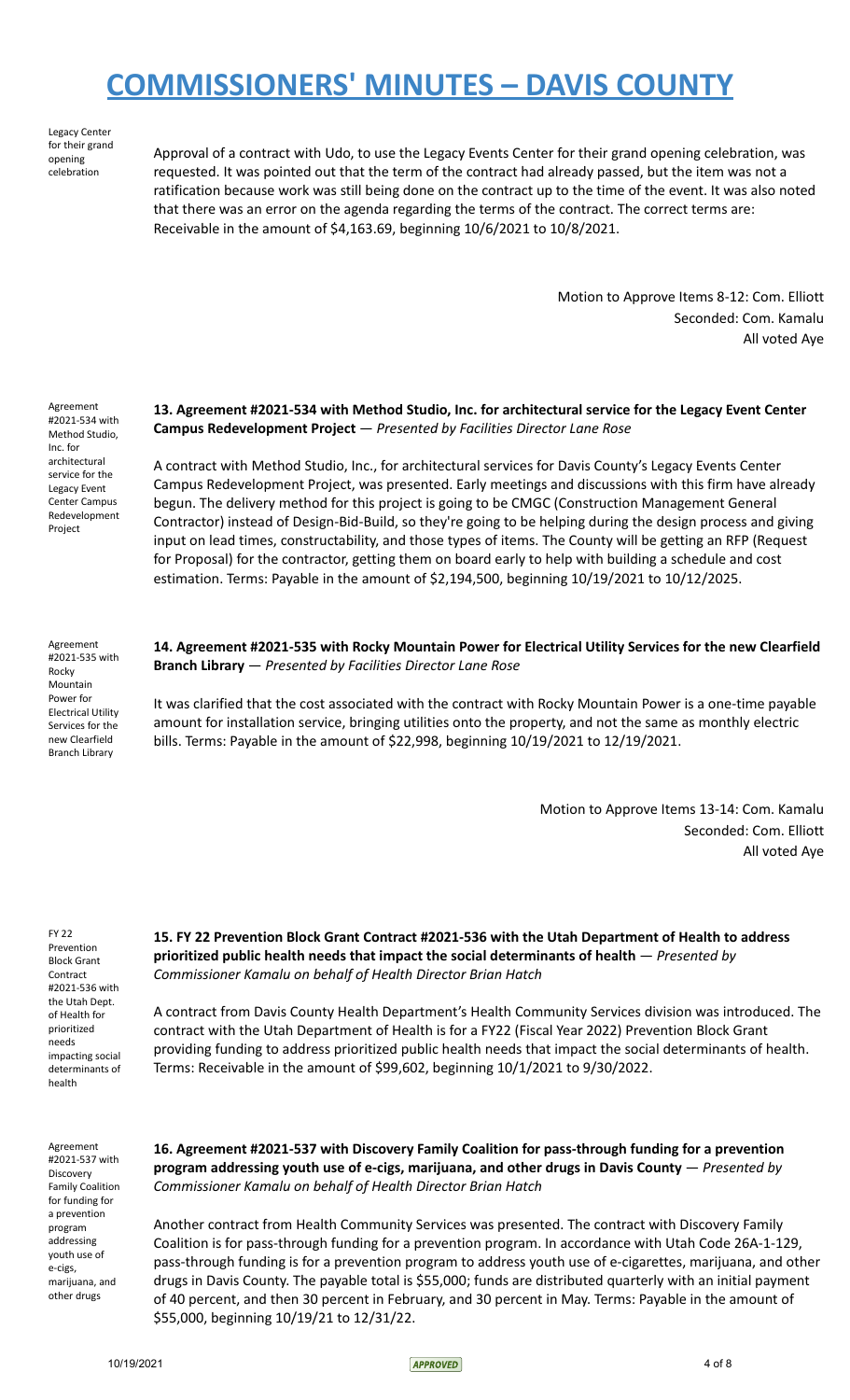# COMMISSIONERS' MINUTES – DAVIS COUNTY

Legacy Center for their grand opening celebration

Approval of a contract with Udo, to use the Legacy Events Center for their grand opening celebration, was requested. It was pointed out that the term of the contract had already passed, but the item was not a ratification because work was still being done on the contract up to the time of the event. It was also noted that there was an error on the agenda regarding the terms of the contract. The correct terms are: Receivable in the amount of $4,163.69, beginning 10/6/2021 to 10/8/2021.

Motion to Approve Items 8-12: Com. Elliott
Seconded: Com. Kamalu
All voted Aye

Agreement #2021-534 with Method Studio, Inc. for architectural service for the Legacy Event Center Campus Redevelopment Project

**13. Agreement #2021-534 with Method Studio, Inc. for architectural service for the Legacy Event Center Campus Redevelopment Project** — *Presented by Facilities Director Lane Rose*

A contract with Method Studio, Inc., for architectural services for Davis County's Legacy Events Center Campus Redevelopment Project, was presented. Early meetings and discussions with this firm have already begun. The delivery method for this project is going to be CMGC (Construction Management General Contractor) instead of Design-Bid-Build, so they're going to be helping during the design process and giving input on lead times, constructability, and those types of items. The County will be getting an RFP (Request for Proposal) for the contractor, getting them on board early to help with building a schedule and cost estimation. Terms: Payable in the amount of $2,194,500, beginning 10/19/2021 to 10/12/2025.

Agreement #2021-535 with Rocky Mountain Power for Electrical Utility Services for the new Clearfield Branch Library

**14. Agreement #2021-535 with Rocky Mountain Power for Electrical Utility Services for the new Clearfield Branch Library** — *Presented by Facilities Director Lane Rose*

It was clarified that the cost associated with the contract with Rocky Mountain Power is a one-time payable amount for installation service, bringing utilities onto the property, and not the same as monthly electric bills. Terms: Payable in the amount of $22,998, beginning 10/19/2021 to 12/19/2021.

Motion to Approve Items 13-14: Com. Kamalu
Seconded: Com. Elliott
All voted Aye

FY 22 Prevention Block Grant Contract #2021-536 with the Utah Dept. of Health for prioritized needs impacting social determinants of health

**15. FY 22 Prevention Block Grant Contract #2021-536 with the Utah Department of Health to address prioritized public health needs that impact the social determinants of health** — *Presented by Commissioner Kamalu on behalf of Health Director Brian Hatch*

A contract from Davis County Health Department's Health Community Services division was introduced. The contract with the Utah Department of Health is for a FY22 (Fiscal Year 2022) Prevention Block Grant providing funding to address prioritized public health needs that impact the social determinants of health. Terms: Receivable in the amount of $99,602, beginning 10/1/2021 to 9/30/2022.

Agreement #2021-537 with Discovery Family Coalition for funding for a prevention program addressing youth use of e-cigs, marijuana, and other drugs

**16. Agreement #2021-537 with Discovery Family Coalition for pass-through funding for a prevention program addressing youth use of e-cigs, marijuana, and other drugs in Davis County** — *Presented by Commissioner Kamalu on behalf of Health Director Brian Hatch*

Another contract from Health Community Services was presented. The contract with Discovery Family Coalition is for pass-through funding for a prevention program. In accordance with Utah Code 26A-1-129, pass-through funding is for a prevention program to address youth use of e-cigarettes, marijuana, and other drugs in Davis County. The payable total is $55,000; funds are distributed quarterly with an initial payment of 40 percent, and then 30 percent in February, and 30 percent in May. Terms: Payable in the amount of $55,000, beginning 10/19/21 to 12/31/22.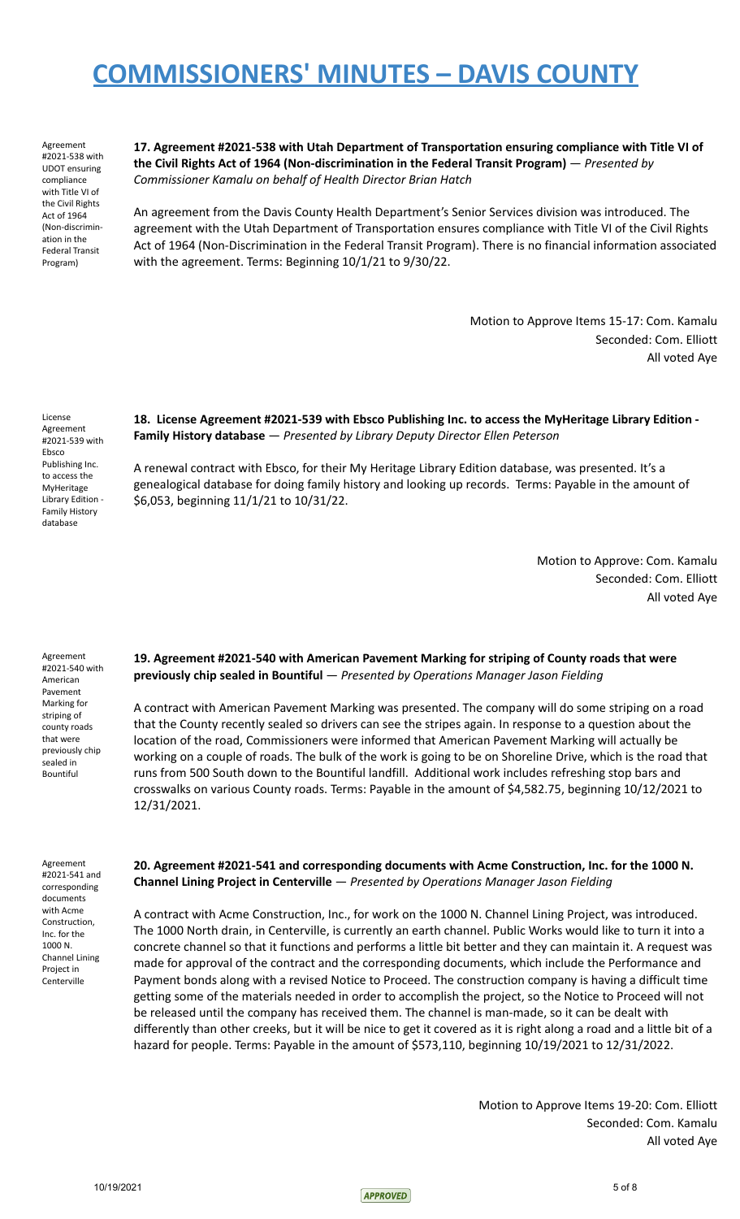# COMMISSIONERS' MINUTES – DAVIS COUNTY

Agreement #2021-538 with UDOT ensuring compliance with Title VI of the Civil Rights Act of 1964 (Non-discrimination in the Federal Transit Program)

**17. Agreement #2021-538 with Utah Department of Transportation ensuring compliance with Title VI of the Civil Rights Act of 1964 (Non-discrimination in the Federal Transit Program)** — *Presented by Commissioner Kamalu on behalf of Health Director Brian Hatch*

An agreement from the Davis County Health Department's Senior Services division was introduced. The agreement with the Utah Department of Transportation ensures compliance with Title VI of the Civil Rights Act of 1964 (Non-Discrimination in the Federal Transit Program). There is no financial information associated with the agreement. Terms: Beginning 10/1/21 to 9/30/22.

Motion to Approve Items 15-17: Com. Kamalu
Seconded: Com. Elliott
All voted Aye

License Agreement #2021-539 with Ebsco Publishing Inc. to access the MyHeritage Library Edition - Family History database

**18. License Agreement #2021-539 with Ebsco Publishing Inc. to access the MyHeritage Library Edition - Family History database** — *Presented by Library Deputy Director Ellen Peterson*

A renewal contract with Ebsco, for their My Heritage Library Edition database, was presented. It's a genealogical database for doing family history and looking up records. Terms: Payable in the amount of $6,053, beginning 11/1/21 to 10/31/22.

Motion to Approve: Com. Kamalu
Seconded: Com. Elliott
All voted Aye

Agreement #2021-540 with American Pavement Marking for striping of county roads that were previously chip sealed in Bountiful

**19. Agreement #2021-540 with American Pavement Marking for striping of County roads that were previously chip sealed in Bountiful** — *Presented by Operations Manager Jason Fielding*

A contract with American Pavement Marking was presented. The company will do some striping on a road that the County recently sealed so drivers can see the stripes again. In response to a question about the location of the road, Commissioners were informed that American Pavement Marking will actually be working on a couple of roads. The bulk of the work is going to be on Shoreline Drive, which is the road that runs from 500 South down to the Bountiful landfill. Additional work includes refreshing stop bars and crosswalks on various County roads. Terms: Payable in the amount of $4,582.75, beginning 10/12/2021 to 12/31/2021.

Agreement #2021-541 and corresponding documents with Acme Construction, Inc. for the 1000 N. Channel Lining Project in Centerville

**20. Agreement #2021-541 and corresponding documents with Acme Construction, Inc. for the 1000 N. Channel Lining Project in Centerville** — *Presented by Operations Manager Jason Fielding*

A contract with Acme Construction, Inc., for work on the 1000 N. Channel Lining Project, was introduced. The 1000 North drain, in Centerville, is currently an earth channel. Public Works would like to turn it into a concrete channel so that it functions and performs a little bit better and they can maintain it. A request was made for approval of the contract and the corresponding documents, which include the Performance and Payment bonds along with a revised Notice to Proceed. The construction company is having a difficult time getting some of the materials needed in order to accomplish the project, so the Notice to Proceed will not be released until the company has received them. The channel is man-made, so it can be dealt with differently than other creeks, but it will be nice to get it covered as it is right along a road and a little bit of a hazard for people. Terms: Payable in the amount of $573,110, beginning 10/19/2021 to 12/31/2022.

Motion to Approve Items 19-20: Com. Elliott
Seconded: Com. Kamalu
All voted Aye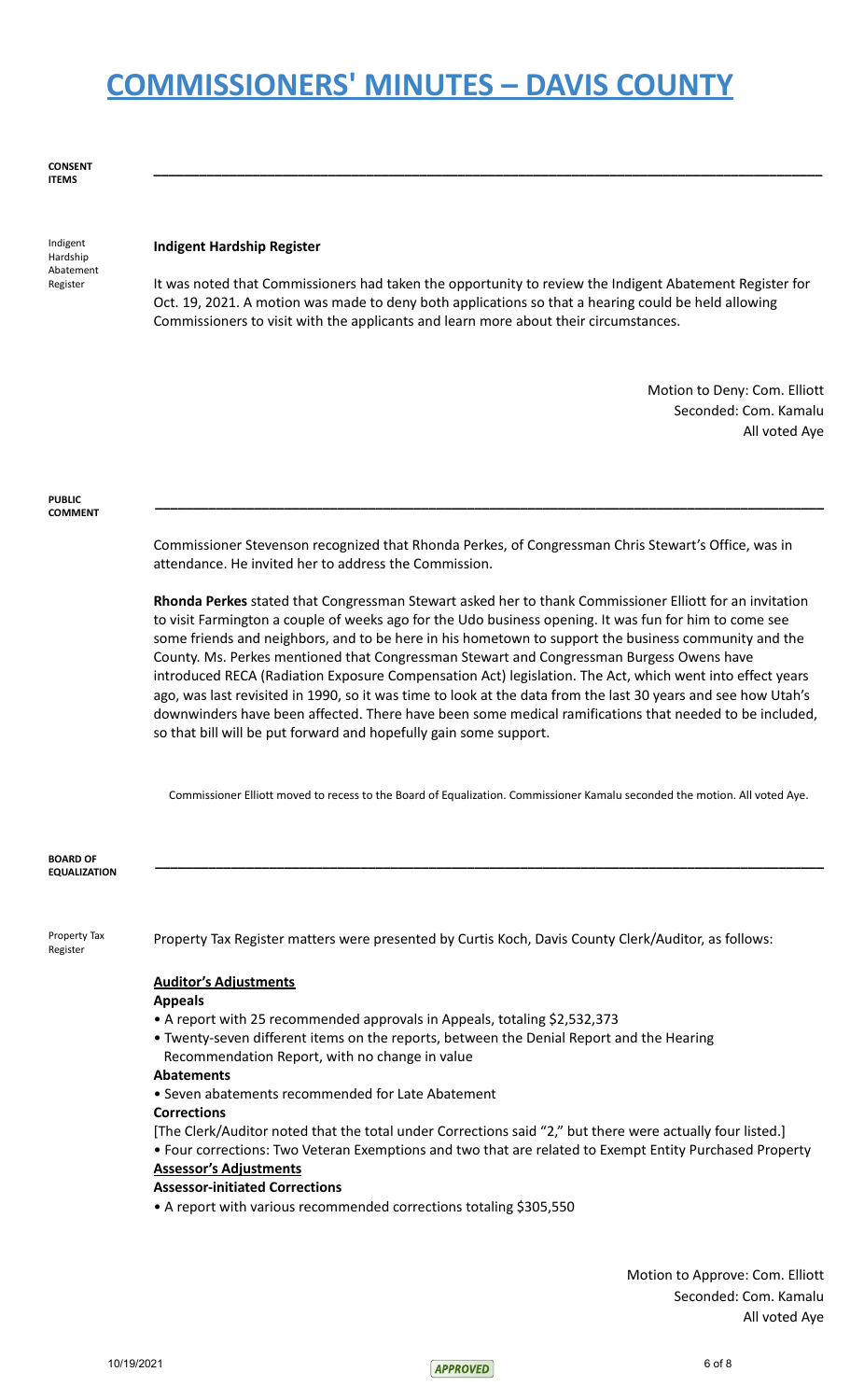# COMMISSIONERS' MINUTES – DAVIS COUNTY

**CONSENT ITEMS**

Indigent Hardship Abatement Register

**Indigent Hardship Register**

It was noted that Commissioners had taken the opportunity to review the Indigent Abatement Register for Oct. 19, 2021. A motion was made to deny both applications so that a hearing could be held allowing Commissioners to visit with the applicants and learn more about their circumstances.

Motion to Deny: Com. Elliott
Seconded: Com. Kamalu
All voted Aye

**PUBLIC COMMENT**

Commissioner Stevenson recognized that Rhonda Perkes, of Congressman Chris Stewart's Office, was in attendance. He invited her to address the Commission.

**Rhonda Perkes** stated that Congressman Stewart asked her to thank Commissioner Elliott for an invitation to visit Farmington a couple of weeks ago for the Udo business opening. It was fun for him to come see some friends and neighbors, and to be here in his hometown to support the business community and the County. Ms. Perkes mentioned that Congressman Stewart and Congressman Burgess Owens have introduced RECA (Radiation Exposure Compensation Act) legislation. The Act, which went into effect years ago, was last revisited in 1990, so it was time to look at the data from the last 30 years and see how Utah's downwinders have been affected. There have been some medical ramifications that needed to be included, so that bill will be put forward and hopefully gain some support.

Commissioner Elliott moved to recess to the Board of Equalization. Commissioner Kamalu seconded the motion. All voted Aye.

**BOARD OF EQUALIZATION**

Property Tax Register

Property Tax Register matters were presented by Curtis Koch, Davis County Clerk/Auditor, as follows:

**Auditor's Adjustments**

**Appeals**

- A report with 25 recommended approvals in Appeals, totaling $2,532,373
- Twenty-seven different items on the reports, between the Denial Report and the Hearing Recommendation Report, with no change in value

**Abatements**

- Seven abatements recommended for Late Abatement

**Corrections**

[The Clerk/Auditor noted that the total under Corrections said "2," but there were actually four listed.]

- Four corrections: Two Veteran Exemptions and two that are related to Exempt Entity Purchased Property

**Assessor's Adjustments**

**Assessor-initiated Corrections**

- A report with various recommended corrections totaling $305,550

Motion to Approve: Com. Elliott
Seconded: Com. Kamalu
All voted Aye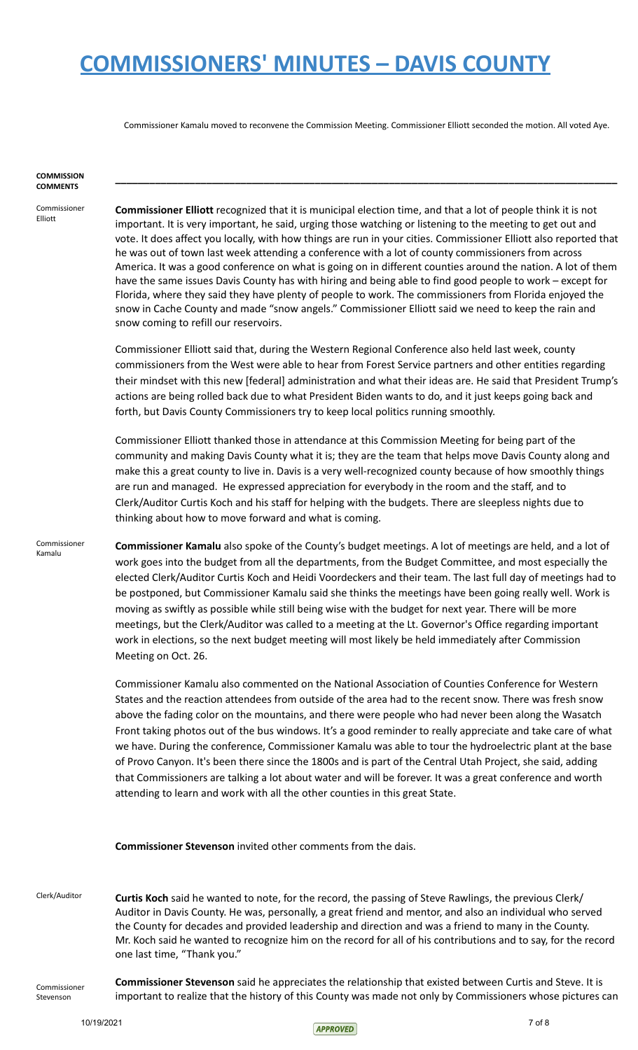Commissioner Kamalu moved to reconvene the Commission Meeting. Commissioner Elliott seconded the motion. All voted Aye.

**COMMISSION COMMENTS**

Commissioner Elliott

**Commissioner Elliott** recognized that it is municipal election time, and that a lot of people think it is not important. It is very important, he said, urging those watching or listening to the meeting to get out and vote. It does affect you locally, with how things are run in your cities. Commissioner Elliott also reported that he was out of town last week attending a conference with a lot of county commissioners from across America. It was a good conference on what is going on in different counties around the nation. A lot of them have the same issues Davis County has with hiring and being able to find good people to work – except for Florida, where they said they have plenty of people to work. The commissioners from Florida enjoyed the snow in Cache County and made "snow angels." Commissioner Elliott said we need to keep the rain and snow coming to refill our reservoirs.

Commissioner Elliott said that, during the Western Regional Conference also held last week, county commissioners from the West were able to hear from Forest Service partners and other entities regarding their mindset with this new [federal] administration and what their ideas are. He said that President Trump's actions are being rolled back due to what President Biden wants to do, and it just keeps going back and forth, but Davis County Commissioners try to keep local politics running smoothly.

Commissioner Elliott thanked those in attendance at this Commission Meeting for being part of the community and making Davis County what it is; they are the team that helps move Davis County along and make this a great county to live in. Davis is a very well-recognized county because of how smoothly things are run and managed. He expressed appreciation for everybody in the room and the staff, and to Clerk/Auditor Curtis Koch and his staff for helping with the budgets. There are sleepless nights due to thinking about how to move forward and what is coming.

Commissioner Kamalu

**Commissioner Kamalu** also spoke of the County's budget meetings. A lot of meetings are held, and a lot of work goes into the budget from all the departments, from the Budget Committee, and most especially the elected Clerk/Auditor Curtis Koch and Heidi Voordeckers and their team. The last full day of meetings had to be postponed, but Commissioner Kamalu said she thinks the meetings have been going really well. Work is moving as swiftly as possible while still being wise with the budget for next year. There will be more meetings, but the Clerk/Auditor was called to a meeting at the Lt. Governor's Office regarding important work in elections, so the next budget meeting will most likely be held immediately after Commission Meeting on Oct. 26.

Commissioner Kamalu also commented on the National Association of Counties Conference for Western States and the reaction attendees from outside of the area had to the recent snow. There was fresh snow above the fading color on the mountains, and there were people who had never been along the Wasatch Front taking photos out of the bus windows. It's a good reminder to really appreciate and take care of what we have. During the conference, Commissioner Kamalu was able to tour the hydroelectric plant at the base of Provo Canyon. It's been there since the 1800s and is part of the Central Utah Project, she said, adding that Commissioners are talking a lot about water and will be forever. It was a great conference and worth attending to learn and work with all the other counties in this great State.

**Commissioner Stevenson** invited other comments from the dais.

Clerk/Auditor

**Curtis Koch** said he wanted to note, for the record, the passing of Steve Rawlings, the previous Clerk/Auditor in Davis County. He was, personally, a great friend and mentor, and also an individual who served the County for decades and provided leadership and direction and was a friend to many in the County. Mr. Koch said he wanted to recognize him on the record for all of his contributions and to say, for the record one last time, "Thank you."

Commissioner Stevenson

**Commissioner Stevenson** said he appreciates the relationship that existed between Curtis and Steve. It is important to realize that the history of this County was made not only by Commissioners whose pictures can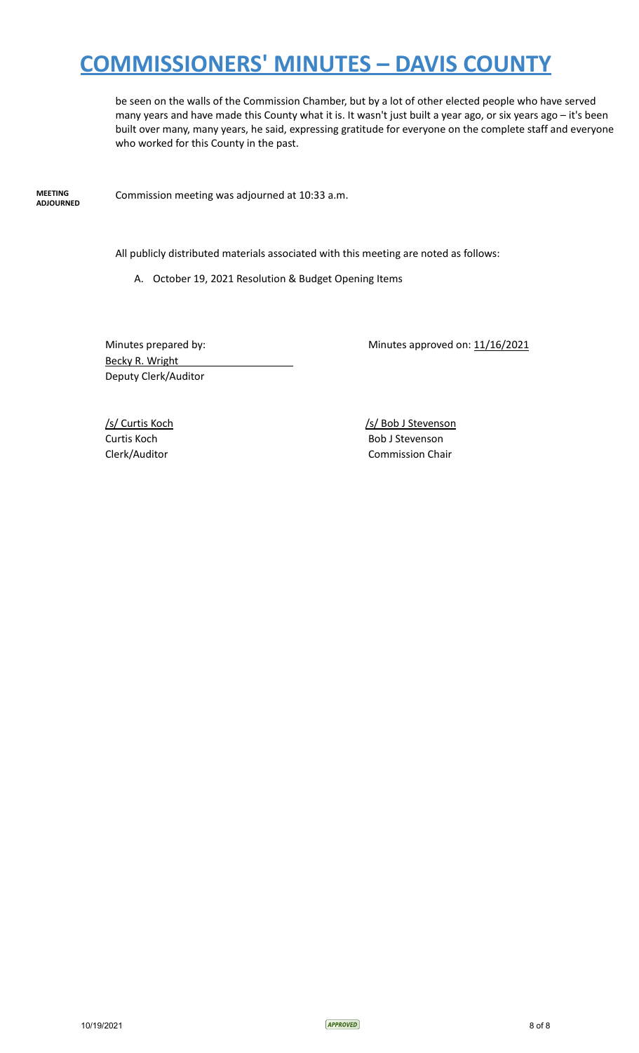be seen on the walls of the Commission Chamber, but by a lot of other elected people who have served many years and have made this County what it is. It wasn't just built a year ago, or six years ago – it's been built over many, many years, he said, expressing gratitude for everyone on the complete staff and everyone who worked for this County in the past.

**MEETING ADJOURNED**

Commission meeting was adjourned at 10:33 a.m.

All publicly distributed materials associated with this meeting are noted as follows:

A. October 19, 2021 Resolution & Budget Opening Items

Minutes prepared by:
Becky R. Wright
Deputy Clerk/Auditor

Minutes approved on: 11/16/2021

/s/ Curtis Koch
Curtis Koch
Clerk/Auditor

/s/ Bob J Stevenson
Bob J Stevenson
Commission Chair